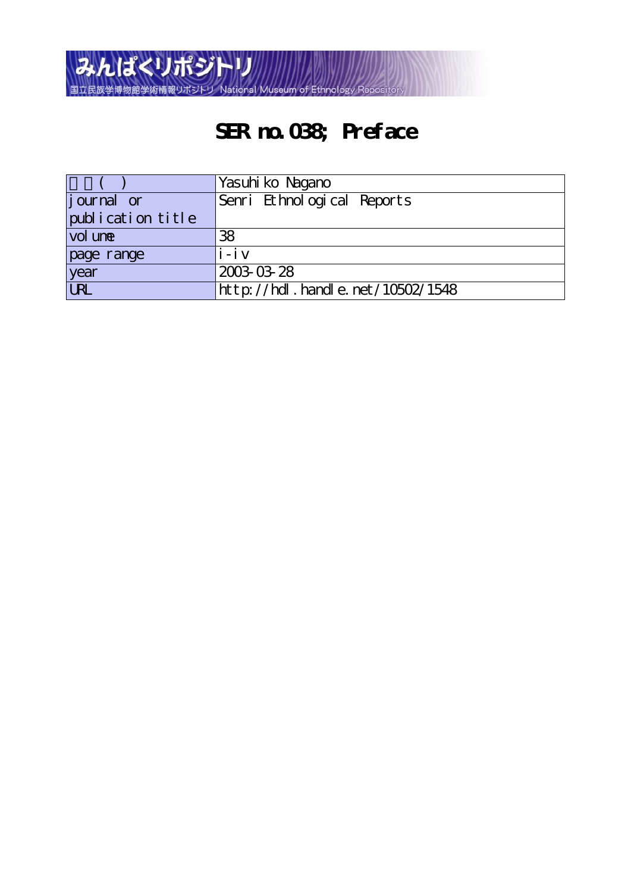みんぱくリポジトリ

国立民族学博物館学術情報リポジトリ National Museum of Ethnology Repository

# SER no.038; Preface

| 著者(英) | Yasuhiko Nagano |
|---|---|
| journal or publication title | Senri Ethnological Reports |
| volume | 38 |
| page range | i-iv |
| year | 2003-03-28 |
| URL | http://hdl.handle.net/10502/1548 |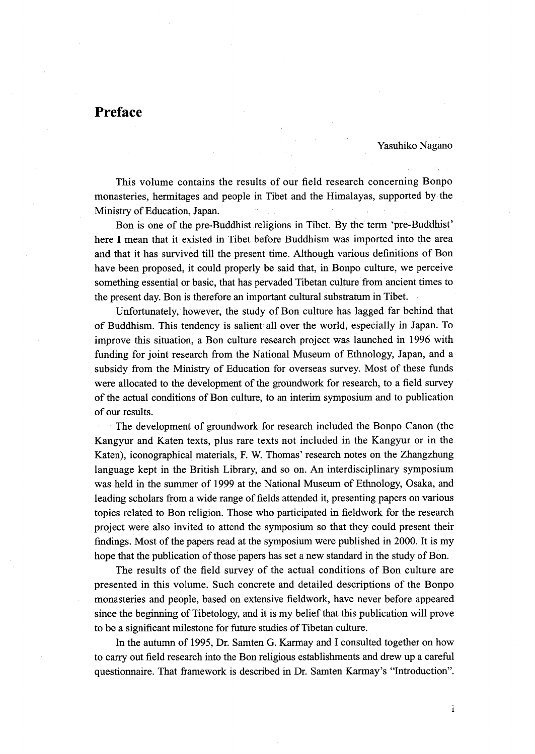# Preface

Yasuhiko Nagano

This volume contains the results of our field research concerning Bonpo monasteries, hermitages and people in Tibet and the Himalayas, supported by the Ministry of Education, Japan.

Bon is one of the pre-Buddhist religions in Tibet. By the term 'pre-Buddhist' here I mean that it existed in Tibet before Buddhism was imported into the area and that it has survived till the present time. Although various definitions of Bon have been proposed, it could properly be said that, in Bonpo culture, we perceive something essential or basic, that has pervaded Tibetan culture from ancient times to the present day. Bon is therefore an important cultural substratum in Tibet.

Unfortunately, however, the study of Bon culture has lagged far behind that of Buddhism. This tendency is salient all over the world, especially in Japan. To improve this situation, a Bon culture research project was launched in 1996 with funding for joint research from the National Museum of Ethnology, Japan, and a subsidy from the Ministry of Education for overseas survey. Most of these funds were allocated to the development of the groundwork for research, to a field survey of the actual conditions of Bon culture, to an interim symposium and to publication of our results.

The development of groundwork for research included the Bonpo Canon (the Kangyur and Katen texts, plus rare texts not included in the Kangyur or in the Katen), iconographical materials, F. W. Thomas' research notes on the Zhangzhung language kept in the British Library, and so on. An interdisciplinary symposium was held in the summer of 1999 at the National Museum of Ethnology, Osaka, and leading scholars from a wide range of fields attended it, presenting papers on various topics related to Bon religion. Those who participated in fieldwork for the research project were also invited to attend the symposium so that they could present their findings. Most of the papers read at the symposium were published in 2000. It is my hope that the publication of those papers has set a new standard in the study of Bon.

The results of the field survey of the actual conditions of Bon culture are presented in this volume. Such concrete and detailed descriptions of the Bonpo monasteries and people, based on extensive fieldwork, have never before appeared since the beginning of Tibetology, and it is my belief that this publication will prove to be a significant milestone for future studies of Tibetan culture.

In the autumn of 1995, Dr. Samten G. Karmay and I consulted together on how to carry out field research into the Bon religious establishments and drew up a careful questionnaire. That framework is described in Dr. Samten Karmay's "Introduction".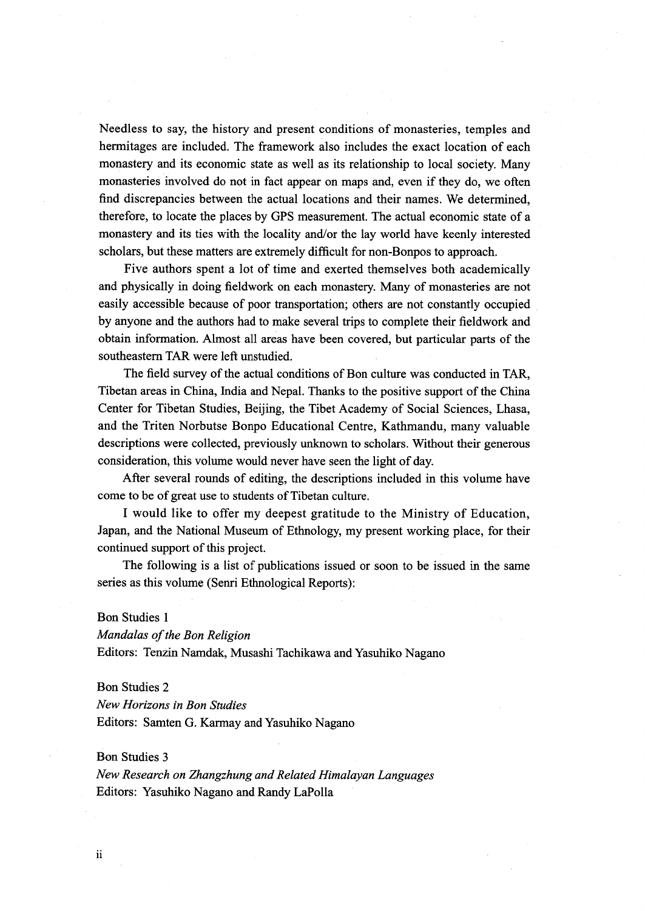Needless to say, the history and present conditions of monasteries, temples and hermitages are included. The framework also includes the exact location of each monastery and its economic state as well as its relationship to local society. Many monasteries involved do not in fact appear on maps and, even if they do, we often find discrepancies between the actual locations and their names. We determined, therefore, to locate the places by GPS measurement. The actual economic state of a monastery and its ties with the locality and/or the lay world have keenly interested scholars, but these matters are extremely difficult for non-Bonpos to approach.

Five authors spent a lot of time and exerted themselves both academically and physically in doing fieldwork on each monastery. Many of monasteries are not easily accessible because of poor transportation; others are not constantly occupied by anyone and the authors had to make several trips to complete their fieldwork and obtain information. Almost all areas have been covered, but particular parts of the southeastern TAR were left unstudied.

The field survey of the actual conditions of Bon culture was conducted in TAR, Tibetan areas in China, India and Nepal. Thanks to the positive support of the China Center for Tibetan Studies, Beijing, the Tibet Academy of Social Sciences, Lhasa, and the Triten Norbutse Bonpo Educational Centre, Kathmandu, many valuable descriptions were collected, previously unknown to scholars. Without their generous consideration, this volume would never have seen the light of day.

After several rounds of editing, the descriptions included in this volume have come to be of great use to students of Tibetan culture.

I would like to offer my deepest gratitude to the Ministry of Education, Japan, and the National Museum of Ethnology, my present working place, for their continued support of this project.

The following is a list of publications issued or soon to be issued in the same series as this volume (Senri Ethnological Reports):

Bon Studies 1
*Mandalas of the Bon Religion*
Editors: Tenzin Namdak, Musashi Tachikawa and Yasuhiko Nagano

Bon Studies 2
*New Horizons in Bon Studies*
Editors: Samten G. Karmay and Yasuhiko Nagano

Bon Studies 3
*New Research on Zhangzhung and Related Himalayan Languages*
Editors: Yasuhiko Nagano and Randy LaPolla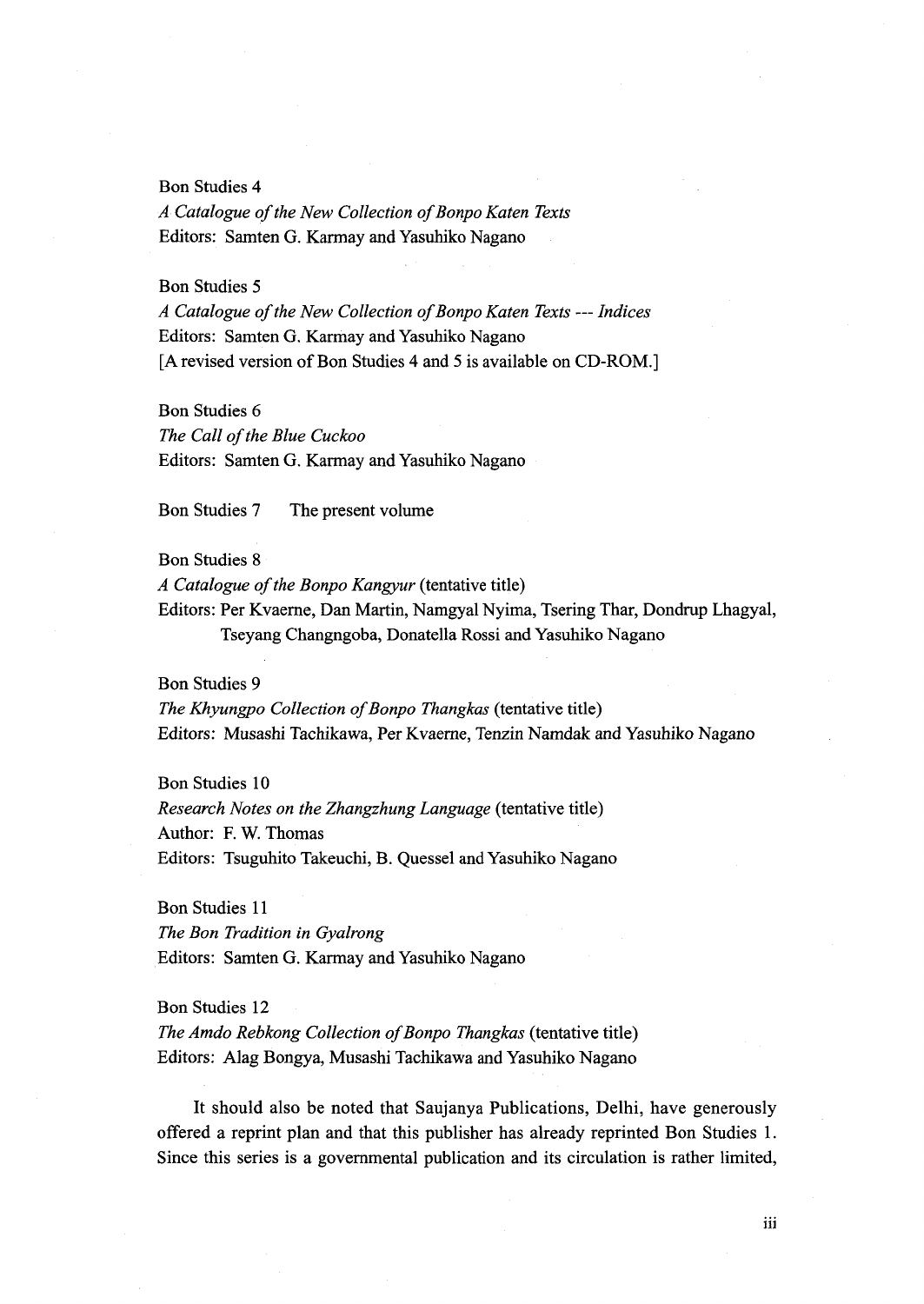Bon Studies 4
*A Catalogue of the New Collection of Bonpo Katen Texts*
Editors: Samten G. Karmay and Yasuhiko Nagano

Bon Studies 5
*A Catalogue of the New Collection of Bonpo Katen Texts --- Indices*
Editors: Samten G. Karmay and Yasuhiko Nagano
[A revised version of Bon Studies 4 and 5 is available on CD-ROM.]

Bon Studies 6
*The Call of the Blue Cuckoo*
Editors: Samten G. Karmay and Yasuhiko Nagano

Bon Studies 7 The present volume

Bon Studies 8
*A Catalogue of the Bonpo Kangyur* (tentative title)
Editors: Per Kvaerne, Dan Martin, Namgyal Nyima, Tsering Thar, Dondrup Lhagyal, Tseyang Changngoba, Donatella Rossi and Yasuhiko Nagano

Bon Studies 9
*The Khyungpo Collection of Bonpo Thangkas* (tentative title)
Editors: Musashi Tachikawa, Per Kvaerne, Tenzin Namdak and Yasuhiko Nagano

Bon Studies 10
*Research Notes on the Zhangzhung Language* (tentative title)
Author: F. W. Thomas
Editors: Tsuguhito Takeuchi, B. Quessel and Yasuhiko Nagano

Bon Studies 11
*The Bon Tradition in Gyalrong*
Editors: Samten G. Karmay and Yasuhiko Nagano

Bon Studies 12
*The Amdo Rebkong Collection of Bonpo Thangkas* (tentative title)
Editors: Alag Bongya, Musashi Tachikawa and Yasuhiko Nagano

It should also be noted that Saujanya Publications, Delhi, have generously offered a reprint plan and that this publisher has already reprinted Bon Studies 1. Since this series is a governmental publication and its circulation is rather limited,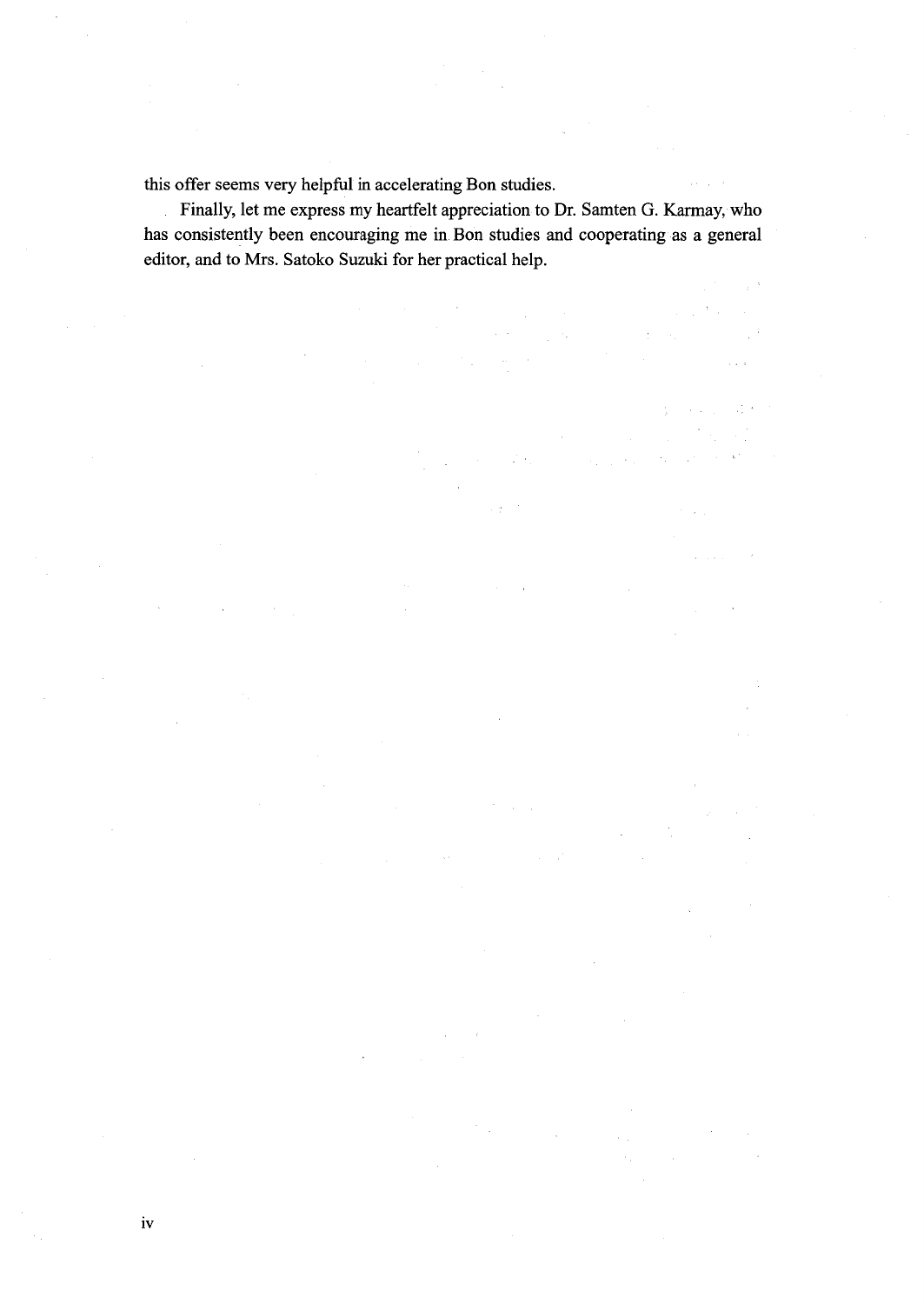this offer seems very helpful in accelerating Bon studies.

Finally, let me express my heartfelt appreciation to Dr. Samten G. Karmay, who has consistently been encouraging me in Bon studies and cooperating as a general editor, and to Mrs. Satoko Suzuki for her practical help.